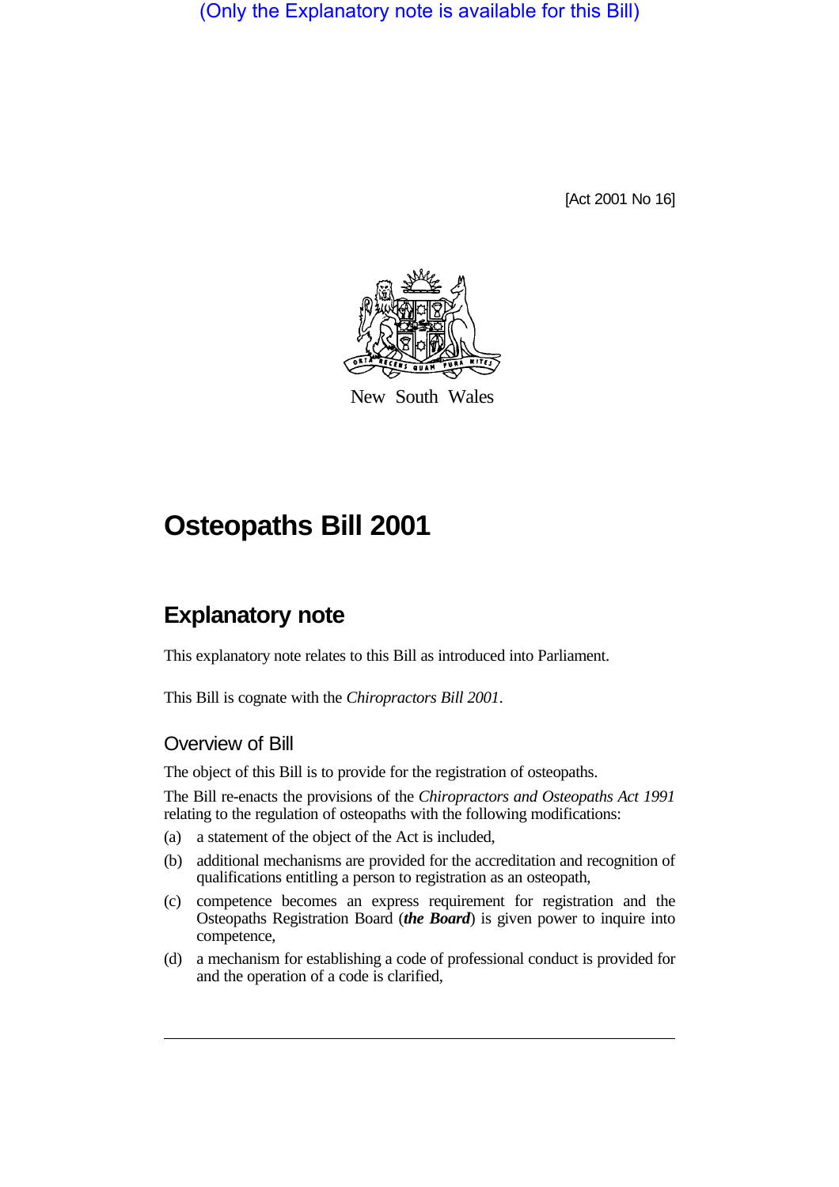(Only the Explanatory note is available for this Bill)

[Act 2001 No 16]

New South Wales

# Osteopaths Bill 2001

## Explanatory note

This explanatory note relates to this Bill as introduced into Parliament.

This Bill is cognate with the *Chiropractors Bill 2001*.

### Overview of Bill

The object of this Bill is to provide for the registration of osteopaths.

The Bill re-enacts the provisions of the *Chiropractors and Osteopaths Act 1991* relating to the regulation of osteopaths with the following modifications:

(a) a statement of the object of the Act is included,

(b) additional mechanisms are provided for the accreditation and recognition of qualifications entitling a person to registration as an osteopath,

(c) competence becomes an express requirement for registration and the Osteopaths Registration Board (***the Board***) is given power to inquire into competence,

(d) a mechanism for establishing a code of professional conduct is provided for and the operation of a code is clarified,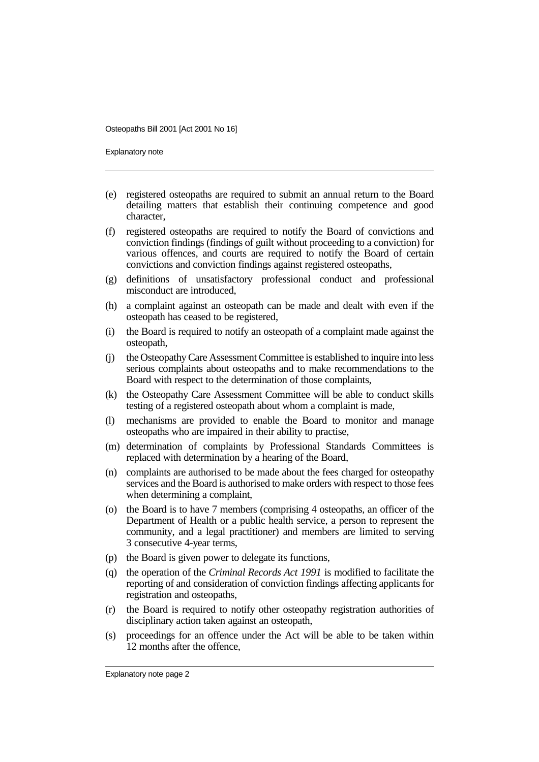(e) registered osteopaths are required to submit an annual return to the Board detailing matters that establish their continuing competence and good character,

(f) registered osteopaths are required to notify the Board of convictions and conviction findings (findings of guilt without proceeding to a conviction) for various offences, and courts are required to notify the Board of certain convictions and conviction findings against registered osteopaths,

(g) definitions of unsatisfactory professional conduct and professional misconduct are introduced,

(h) a complaint against an osteopath can be made and dealt with even if the osteopath has ceased to be registered,

(i) the Board is required to notify an osteopath of a complaint made against the osteopath,

(j) the Osteopathy Care Assessment Committee is established to inquire into less serious complaints about osteopaths and to make recommendations to the Board with respect to the determination of those complaints,

(k) the Osteopathy Care Assessment Committee will be able to conduct skills testing of a registered osteopath about whom a complaint is made,

(l) mechanisms are provided to enable the Board to monitor and manage osteopaths who are impaired in their ability to practise,

(m) determination of complaints by Professional Standards Committees is replaced with determination by a hearing of the Board,

(n) complaints are authorised to be made about the fees charged for osteopathy services and the Board is authorised to make orders with respect to those fees when determining a complaint,

(o) the Board is to have 7 members (comprising 4 osteopaths, an officer of the Department of Health or a public health service, a person to represent the community, and a legal practitioner) and members are limited to serving 3 consecutive 4-year terms,

(p) the Board is given power to delegate its functions,

(q) the operation of the *Criminal Records Act 1991* is modified to facilitate the reporting of and consideration of conviction findings affecting applicants for registration and osteopaths,

(r) the Board is required to notify other osteopathy registration authorities of disciplinary action taken against an osteopath,

(s) proceedings for an offence under the Act will be able to be taken within 12 months after the offence,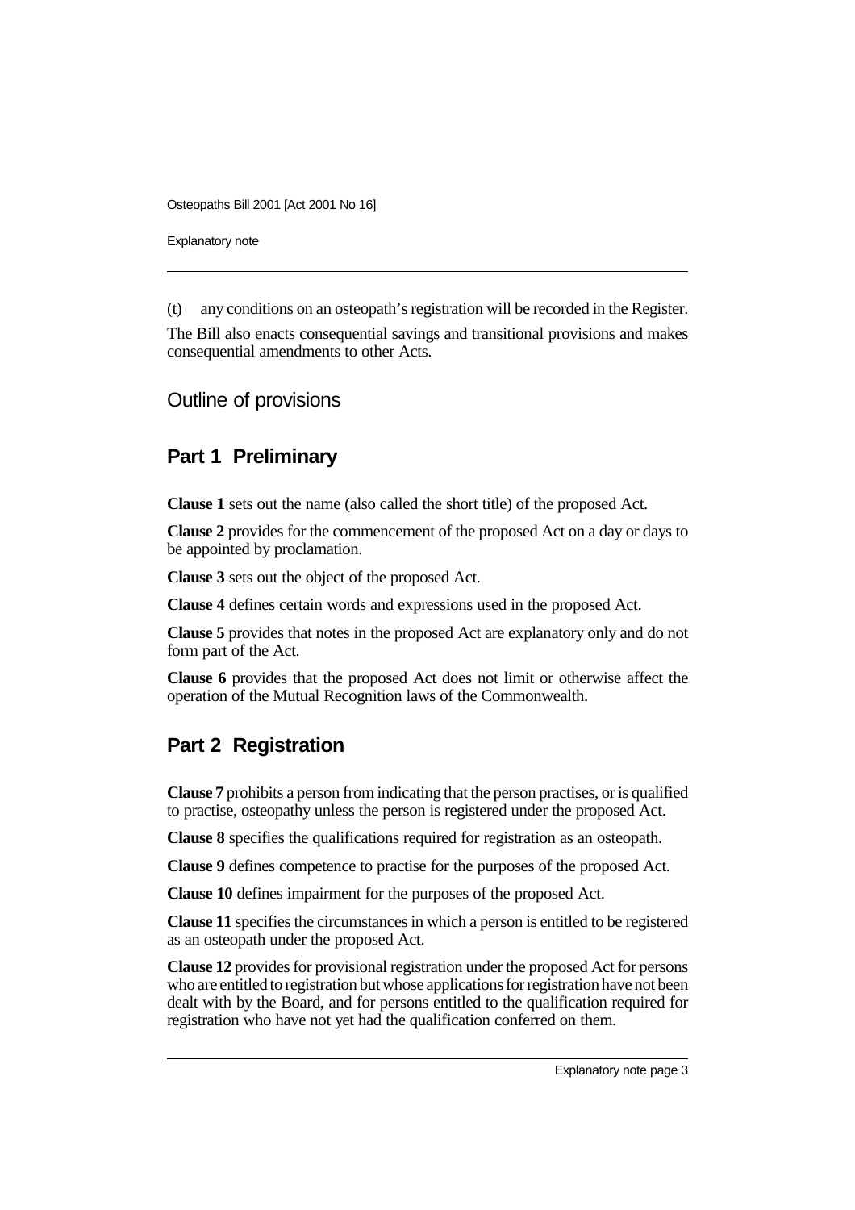(t) any conditions on an osteopath's registration will be recorded in the Register.

The Bill also enacts consequential savings and transitional provisions and makes consequential amendments to other Acts.

## Outline of provisions

### Part 1 Preliminary

**Clause 1** sets out the name (also called the short title) of the proposed Act.

**Clause 2** provides for the commencement of the proposed Act on a day or days to be appointed by proclamation.

**Clause 3** sets out the object of the proposed Act.

**Clause 4** defines certain words and expressions used in the proposed Act.

**Clause 5** provides that notes in the proposed Act are explanatory only and do not form part of the Act.

**Clause 6** provides that the proposed Act does not limit or otherwise affect the operation of the Mutual Recognition laws of the Commonwealth.

### Part 2 Registration

**Clause 7** prohibits a person from indicating that the person practises, or is qualified to practise, osteopathy unless the person is registered under the proposed Act.

**Clause 8** specifies the qualifications required for registration as an osteopath.

**Clause 9** defines competence to practise for the purposes of the proposed Act.

**Clause 10** defines impairment for the purposes of the proposed Act.

**Clause 11** specifies the circumstances in which a person is entitled to be registered as an osteopath under the proposed Act.

**Clause 12** provides for provisional registration under the proposed Act for persons who are entitled to registration but whose applications for registration have not been dealt with by the Board, and for persons entitled to the qualification required for registration who have not yet had the qualification conferred on them.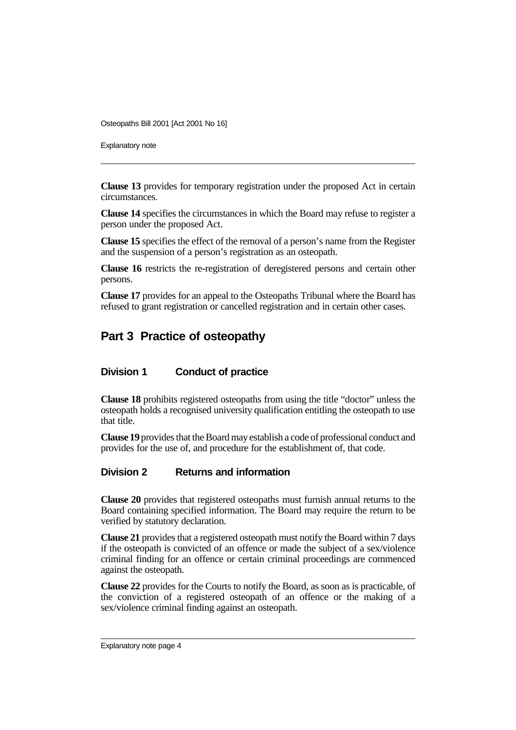**Clause 13** provides for temporary registration under the proposed Act in certain circumstances.

**Clause 14** specifies the circumstances in which the Board may refuse to register a person under the proposed Act.

**Clause 15** specifies the effect of the removal of a person's name from the Register and the suspension of a person's registration as an osteopath.

**Clause 16** restricts the re-registration of deregistered persons and certain other persons.

**Clause 17** provides for an appeal to the Osteopaths Tribunal where the Board has refused to grant registration or cancelled registration and in certain other cases.

## Part 3 Practice of osteopathy

### Division 1 Conduct of practice

**Clause 18** prohibits registered osteopaths from using the title "doctor" unless the osteopath holds a recognised university qualification entitling the osteopath to use that title.

**Clause 19** provides that the Board may establish a code of professional conduct and provides for the use of, and procedure for the establishment of, that code.

### Division 2 Returns and information

**Clause 20** provides that registered osteopaths must furnish annual returns to the Board containing specified information. The Board may require the return to be verified by statutory declaration.

**Clause 21** provides that a registered osteopath must notify the Board within 7 days if the osteopath is convicted of an offence or made the subject of a sex/violence criminal finding for an offence or certain criminal proceedings are commenced against the osteopath.

**Clause 22** provides for the Courts to notify the Board, as soon as is practicable, of the conviction of a registered osteopath of an offence or the making of a sex/violence criminal finding against an osteopath.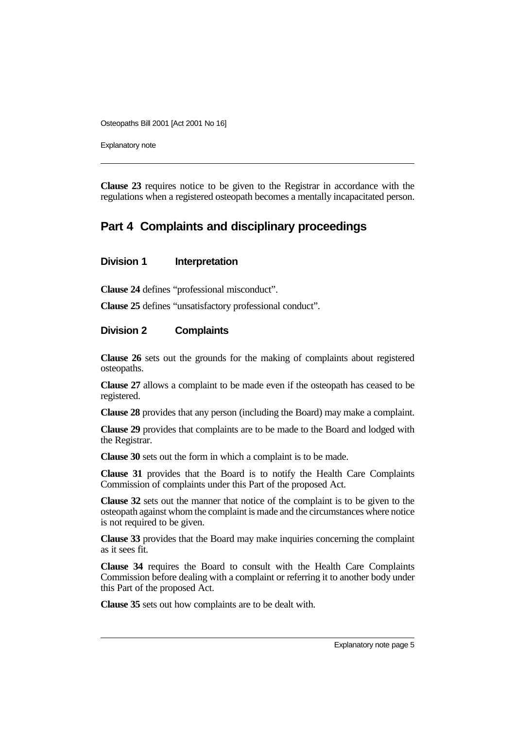**Clause 23** requires notice to be given to the Registrar in accordance with the regulations when a registered osteopath becomes a mentally incapacitated person.

## Part 4 Complaints and disciplinary proceedings

### Division 1 Interpretation

**Clause 24** defines "professional misconduct".

**Clause 25** defines "unsatisfactory professional conduct".

### Division 2 Complaints

**Clause 26** sets out the grounds for the making of complaints about registered osteopaths.

**Clause 27** allows a complaint to be made even if the osteopath has ceased to be registered.

**Clause 28** provides that any person (including the Board) may make a complaint.

**Clause 29** provides that complaints are to be made to the Board and lodged with the Registrar.

**Clause 30** sets out the form in which a complaint is to be made.

**Clause 31** provides that the Board is to notify the Health Care Complaints Commission of complaints under this Part of the proposed Act.

**Clause 32** sets out the manner that notice of the complaint is to be given to the osteopath against whom the complaint is made and the circumstances where notice is not required to be given.

**Clause 33** provides that the Board may make inquiries concerning the complaint as it sees fit.

**Clause 34** requires the Board to consult with the Health Care Complaints Commission before dealing with a complaint or referring it to another body under this Part of the proposed Act.

**Clause 35** sets out how complaints are to be dealt with.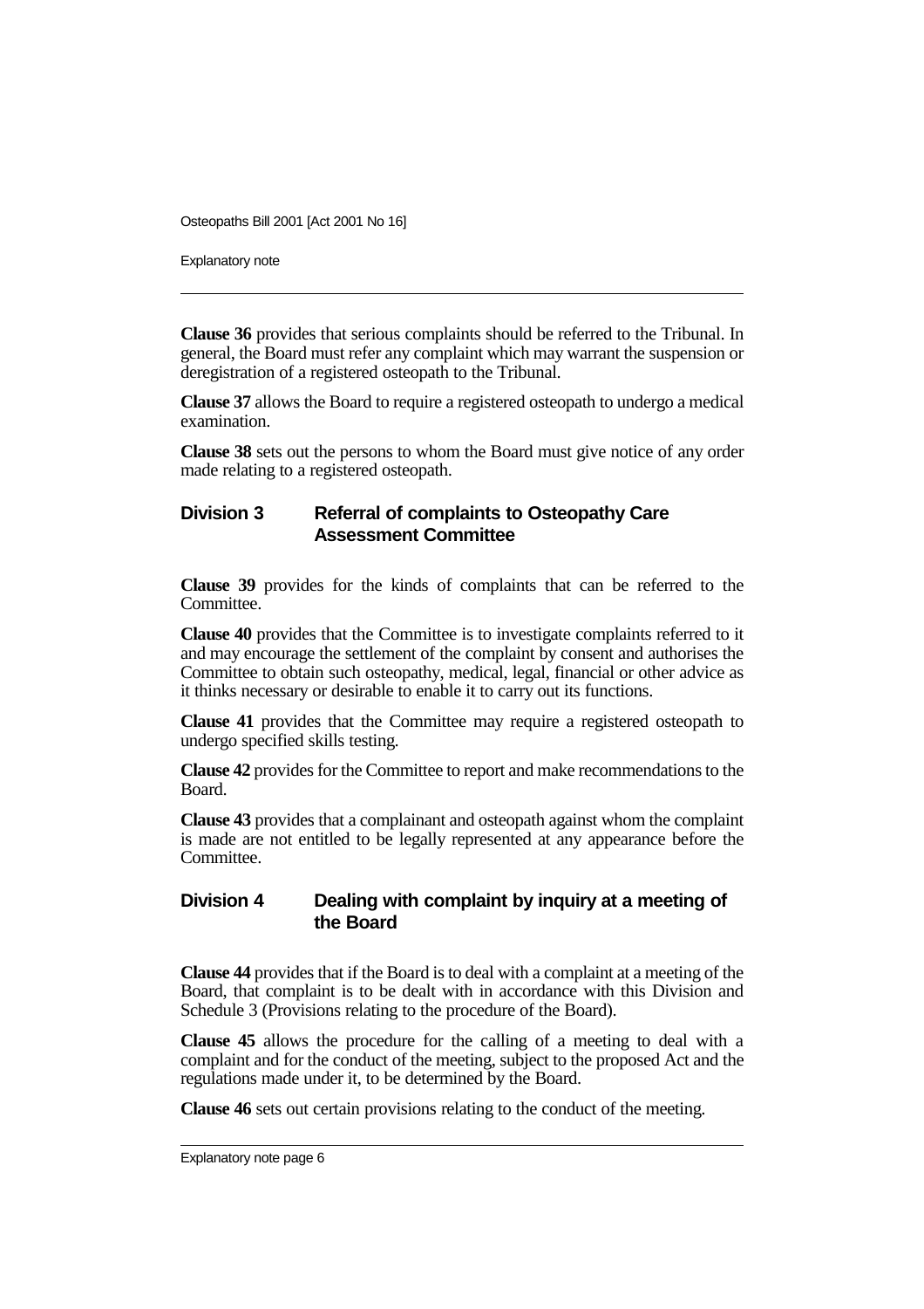**Clause 36** provides that serious complaints should be referred to the Tribunal. In general, the Board must refer any complaint which may warrant the suspension or deregistration of a registered osteopath to the Tribunal.

**Clause 37** allows the Board to require a registered osteopath to undergo a medical examination.

**Clause 38** sets out the persons to whom the Board must give notice of any order made relating to a registered osteopath.

## Division 3 Referral of complaints to Osteopathy Care Assessment Committee

**Clause 39** provides for the kinds of complaints that can be referred to the Committee.

**Clause 40** provides that the Committee is to investigate complaints referred to it and may encourage the settlement of the complaint by consent and authorises the Committee to obtain such osteopathy, medical, legal, financial or other advice as it thinks necessary or desirable to enable it to carry out its functions.

**Clause 41** provides that the Committee may require a registered osteopath to undergo specified skills testing.

**Clause 42** provides for the Committee to report and make recommendations to the Board.

**Clause 43** provides that a complainant and osteopath against whom the complaint is made are not entitled to be legally represented at any appearance before the Committee.

## Division 4 Dealing with complaint by inquiry at a meeting of the Board

**Clause 44** provides that if the Board is to deal with a complaint at a meeting of the Board, that complaint is to be dealt with in accordance with this Division and Schedule 3 (Provisions relating to the procedure of the Board).

**Clause 45** allows the procedure for the calling of a meeting to deal with a complaint and for the conduct of the meeting, subject to the proposed Act and the regulations made under it, to be determined by the Board.

**Clause 46** sets out certain provisions relating to the conduct of the meeting.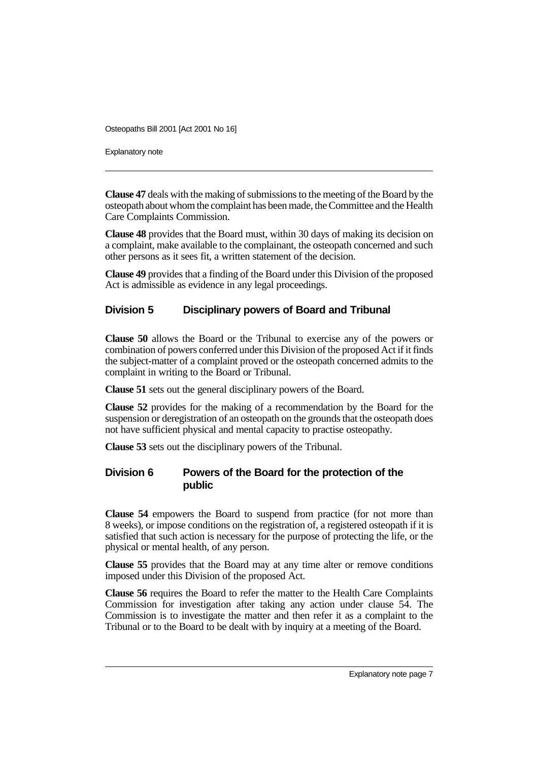**Clause 47** deals with the making of submissions to the meeting of the Board by the osteopath about whom the complaint has been made, the Committee and the Health Care Complaints Commission.

**Clause 48** provides that the Board must, within 30 days of making its decision on a complaint, make available to the complainant, the osteopath concerned and such other persons as it sees fit, a written statement of the decision.

**Clause 49** provides that a finding of the Board under this Division of the proposed Act is admissible as evidence in any legal proceedings.

## Division 5 Disciplinary powers of Board and Tribunal

**Clause 50** allows the Board or the Tribunal to exercise any of the powers or combination of powers conferred under this Division of the proposed Act if it finds the subject-matter of a complaint proved or the osteopath concerned admits to the complaint in writing to the Board or Tribunal.

**Clause 51** sets out the general disciplinary powers of the Board.

**Clause 52** provides for the making of a recommendation by the Board for the suspension or deregistration of an osteopath on the grounds that the osteopath does not have sufficient physical and mental capacity to practise osteopathy.

**Clause 53** sets out the disciplinary powers of the Tribunal.

## Division 6 Powers of the Board for the protection of the public

**Clause 54** empowers the Board to suspend from practice (for not more than 8 weeks), or impose conditions on the registration of, a registered osteopath if it is satisfied that such action is necessary for the purpose of protecting the life, or the physical or mental health, of any person.

**Clause 55** provides that the Board may at any time alter or remove conditions imposed under this Division of the proposed Act.

**Clause 56** requires the Board to refer the matter to the Health Care Complaints Commission for investigation after taking any action under clause 54. The Commission is to investigate the matter and then refer it as a complaint to the Tribunal or to the Board to be dealt with by inquiry at a meeting of the Board.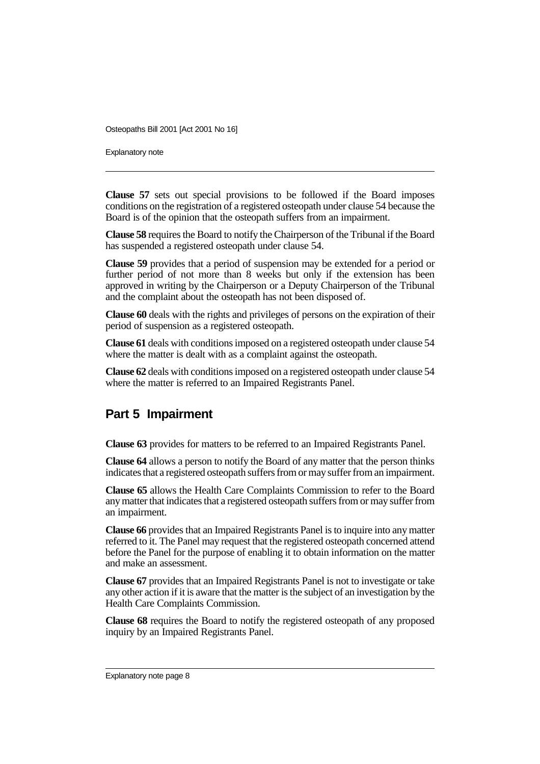**Clause 57** sets out special provisions to be followed if the Board imposes conditions on the registration of a registered osteopath under clause 54 because the Board is of the opinion that the osteopath suffers from an impairment.

**Clause 58** requires the Board to notify the Chairperson of the Tribunal if the Board has suspended a registered osteopath under clause 54.

**Clause 59** provides that a period of suspension may be extended for a period or further period of not more than 8 weeks but only if the extension has been approved in writing by the Chairperson or a Deputy Chairperson of the Tribunal and the complaint about the osteopath has not been disposed of.

**Clause 60** deals with the rights and privileges of persons on the expiration of their period of suspension as a registered osteopath.

**Clause 61** deals with conditions imposed on a registered osteopath under clause 54 where the matter is dealt with as a complaint against the osteopath.

**Clause 62** deals with conditions imposed on a registered osteopath under clause 54 where the matter is referred to an Impaired Registrants Panel.

## Part 5 Impairment

**Clause 63** provides for matters to be referred to an Impaired Registrants Panel.

**Clause 64** allows a person to notify the Board of any matter that the person thinks indicates that a registered osteopath suffers from or may suffer from an impairment.

**Clause 65** allows the Health Care Complaints Commission to refer to the Board any matter that indicates that a registered osteopath suffers from or may suffer from an impairment.

**Clause 66** provides that an Impaired Registrants Panel is to inquire into any matter referred to it. The Panel may request that the registered osteopath concerned attend before the Panel for the purpose of enabling it to obtain information on the matter and make an assessment.

**Clause 67** provides that an Impaired Registrants Panel is not to investigate or take any other action if it is aware that the matter is the subject of an investigation by the Health Care Complaints Commission.

**Clause 68** requires the Board to notify the registered osteopath of any proposed inquiry by an Impaired Registrants Panel.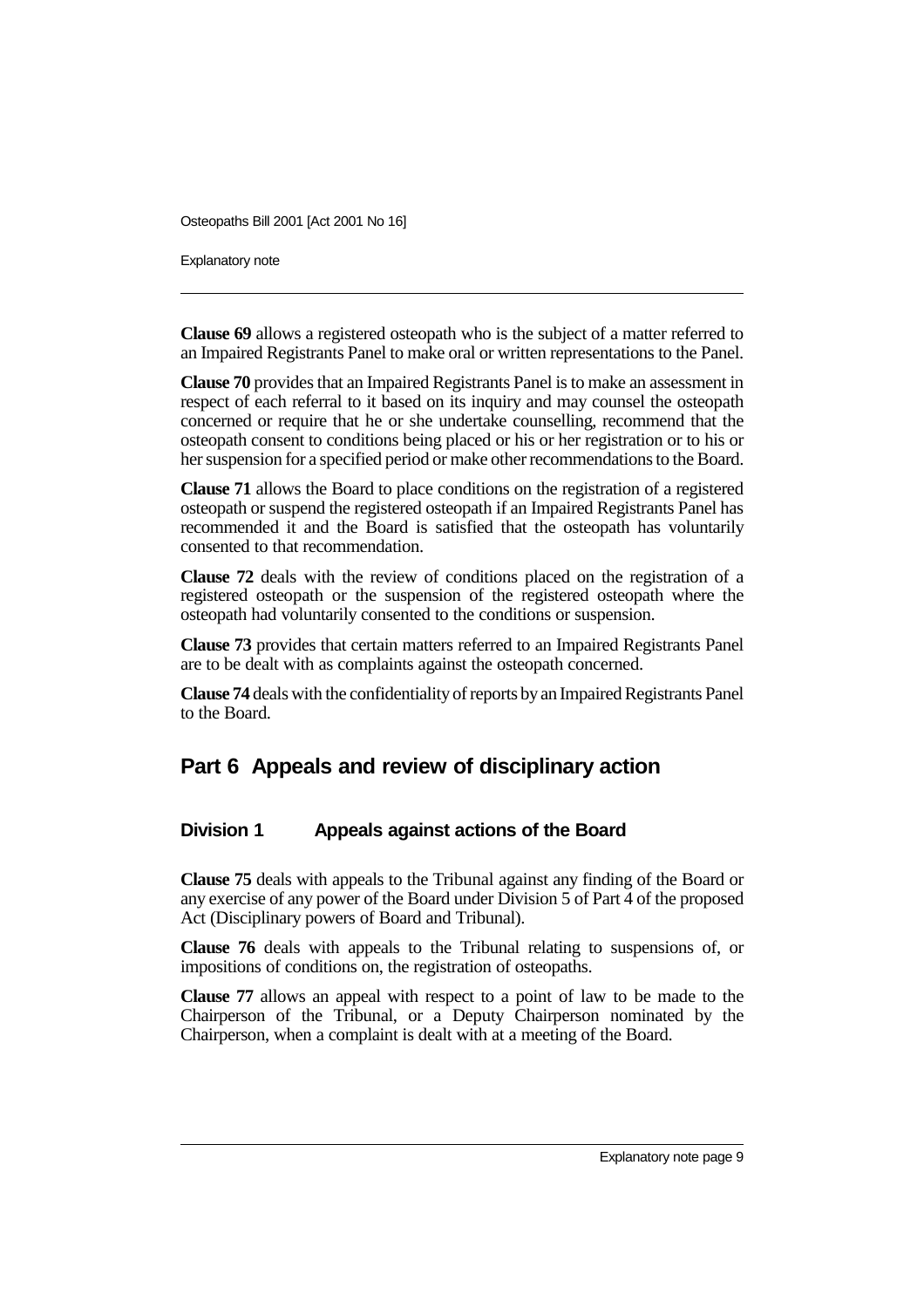**Clause 69** allows a registered osteopath who is the subject of a matter referred to an Impaired Registrants Panel to make oral or written representations to the Panel.

**Clause 70** provides that an Impaired Registrants Panel is to make an assessment in respect of each referral to it based on its inquiry and may counsel the osteopath concerned or require that he or she undertake counselling, recommend that the osteopath consent to conditions being placed or his or her registration or to his or her suspension for a specified period or make other recommendations to the Board.

**Clause 71** allows the Board to place conditions on the registration of a registered osteopath or suspend the registered osteopath if an Impaired Registrants Panel has recommended it and the Board is satisfied that the osteopath has voluntarily consented to that recommendation.

**Clause 72** deals with the review of conditions placed on the registration of a registered osteopath or the suspension of the registered osteopath where the osteopath had voluntarily consented to the conditions or suspension.

**Clause 73** provides that certain matters referred to an Impaired Registrants Panel are to be dealt with as complaints against the osteopath concerned.

**Clause 74** deals with the confidentiality of reports by an Impaired Registrants Panel to the Board.

## Part 6 Appeals and review of disciplinary action

### Division 1 Appeals against actions of the Board

**Clause 75** deals with appeals to the Tribunal against any finding of the Board or any exercise of any power of the Board under Division 5 of Part 4 of the proposed Act (Disciplinary powers of Board and Tribunal).

**Clause 76** deals with appeals to the Tribunal relating to suspensions of, or impositions of conditions on, the registration of osteopaths.

**Clause 77** allows an appeal with respect to a point of law to be made to the Chairperson of the Tribunal, or a Deputy Chairperson nominated by the Chairperson, when a complaint is dealt with at a meeting of the Board.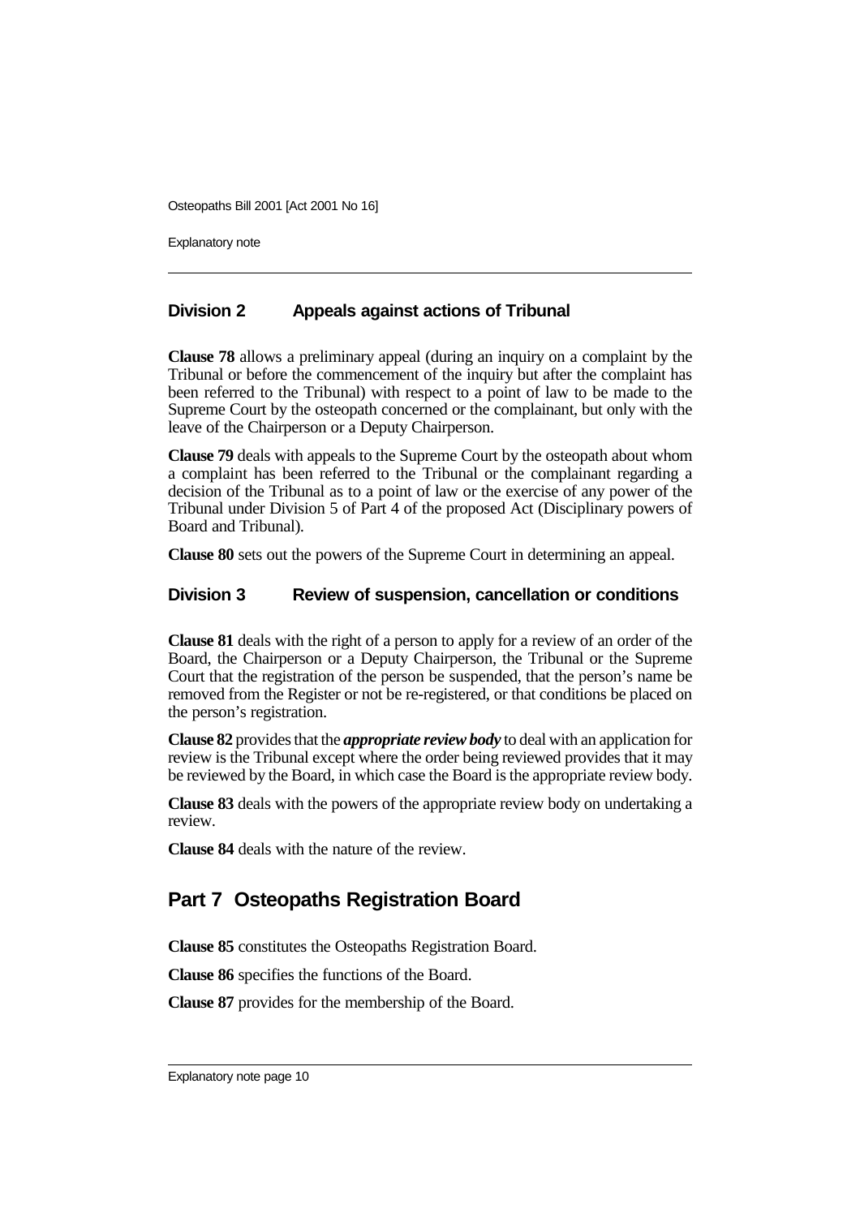## Division 2 Appeals against actions of Tribunal

**Clause 78** allows a preliminary appeal (during an inquiry on a complaint by the Tribunal or before the commencement of the inquiry but after the complaint has been referred to the Tribunal) with respect to a point of law to be made to the Supreme Court by the osteopath concerned or the complainant, but only with the leave of the Chairperson or a Deputy Chairperson.

**Clause 79** deals with appeals to the Supreme Court by the osteopath about whom a complaint has been referred to the Tribunal or the complainant regarding a decision of the Tribunal as to a point of law or the exercise of any power of the Tribunal under Division 5 of Part 4 of the proposed Act (Disciplinary powers of Board and Tribunal).

**Clause 80** sets out the powers of the Supreme Court in determining an appeal.

## Division 3 Review of suspension, cancellation or conditions

**Clause 81** deals with the right of a person to apply for a review of an order of the Board, the Chairperson or a Deputy Chairperson, the Tribunal or the Supreme Court that the registration of the person be suspended, that the person's name be removed from the Register or not be re-registered, or that conditions be placed on the person's registration.

**Clause 82** provides that the ***appropriate review body*** to deal with an application for review is the Tribunal except where the order being reviewed provides that it may be reviewed by the Board, in which case the Board is the appropriate review body.

**Clause 83** deals with the powers of the appropriate review body on undertaking a review.

**Clause 84** deals with the nature of the review.

# Part 7 Osteopaths Registration Board

**Clause 85** constitutes the Osteopaths Registration Board.

**Clause 86** specifies the functions of the Board.

**Clause 87** provides for the membership of the Board.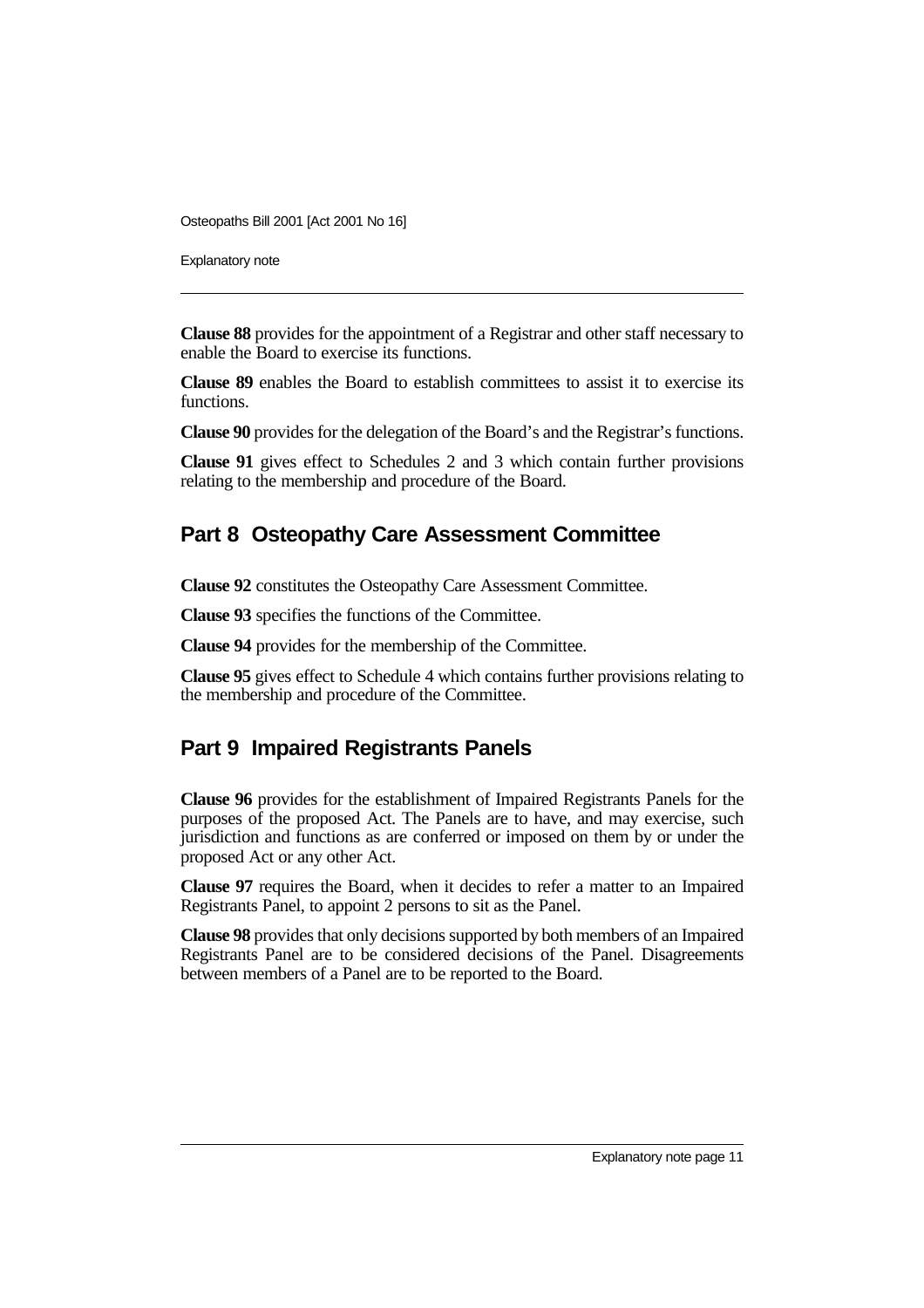**Clause 88** provides for the appointment of a Registrar and other staff necessary to enable the Board to exercise its functions.

**Clause 89** enables the Board to establish committees to assist it to exercise its functions.

**Clause 90** provides for the delegation of the Board's and the Registrar's functions.

**Clause 91** gives effect to Schedules 2 and 3 which contain further provisions relating to the membership and procedure of the Board.

## Part 8 Osteopathy Care Assessment Committee

**Clause 92** constitutes the Osteopathy Care Assessment Committee.

**Clause 93** specifies the functions of the Committee.

**Clause 94** provides for the membership of the Committee.

**Clause 95** gives effect to Schedule 4 which contains further provisions relating to the membership and procedure of the Committee.

## Part 9 Impaired Registrants Panels

**Clause 96** provides for the establishment of Impaired Registrants Panels for the purposes of the proposed Act. The Panels are to have, and may exercise, such jurisdiction and functions as are conferred or imposed on them by or under the proposed Act or any other Act.

**Clause 97** requires the Board, when it decides to refer a matter to an Impaired Registrants Panel, to appoint 2 persons to sit as the Panel.

**Clause 98** provides that only decisions supported by both members of an Impaired Registrants Panel are to be considered decisions of the Panel. Disagreements between members of a Panel are to be reported to the Board.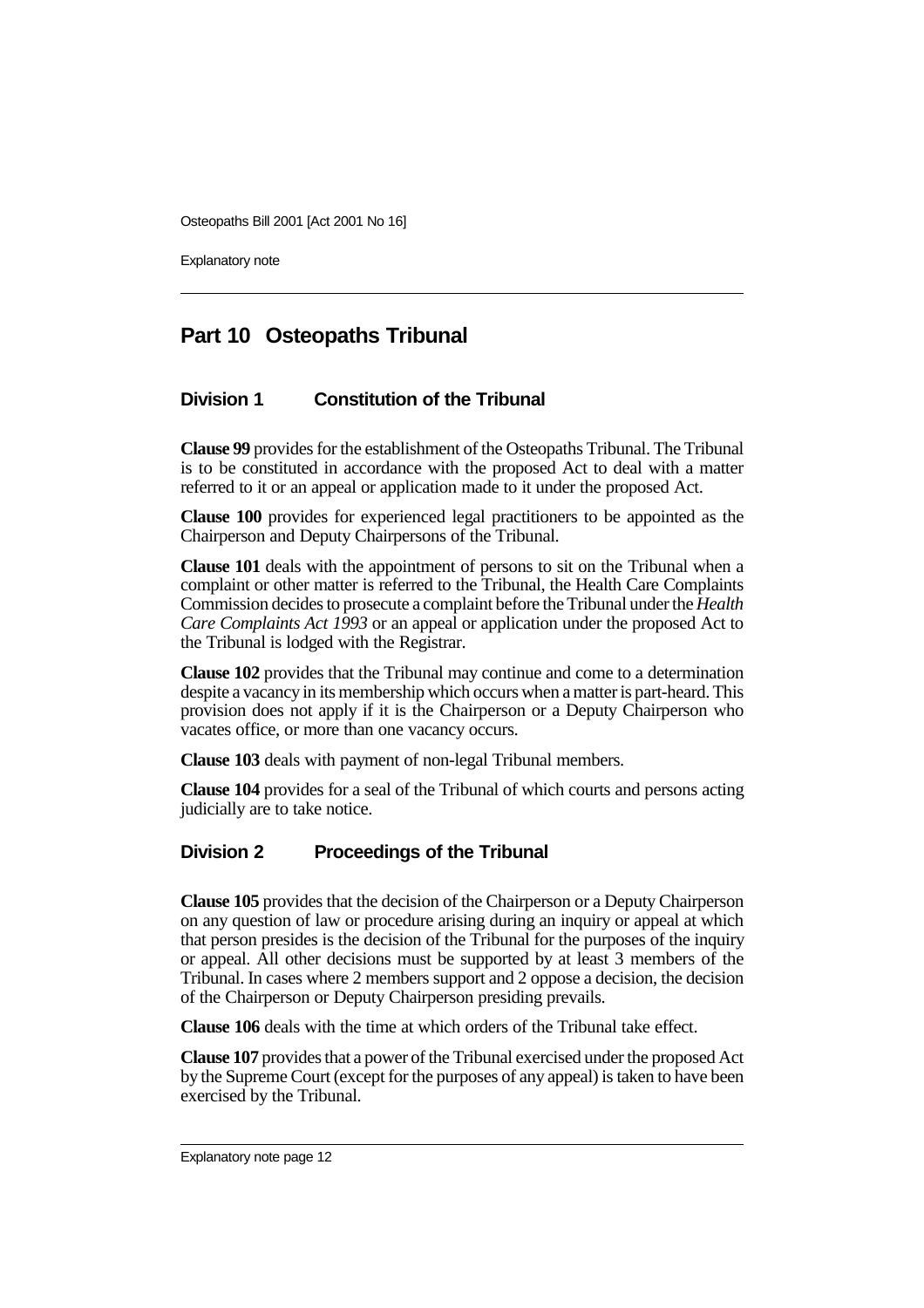## Part 10 Osteopaths Tribunal

### Division 1 Constitution of the Tribunal

**Clause 99** provides for the establishment of the Osteopaths Tribunal. The Tribunal is to be constituted in accordance with the proposed Act to deal with a matter referred to it or an appeal or application made to it under the proposed Act.

**Clause 100** provides for experienced legal practitioners to be appointed as the Chairperson and Deputy Chairpersons of the Tribunal.

**Clause 101** deals with the appointment of persons to sit on the Tribunal when a complaint or other matter is referred to the Tribunal, the Health Care Complaints Commission decides to prosecute a complaint before the Tribunal under the *Health Care Complaints Act 1993* or an appeal or application under the proposed Act to the Tribunal is lodged with the Registrar.

**Clause 102** provides that the Tribunal may continue and come to a determination despite a vacancy in its membership which occurs when a matter is part-heard. This provision does not apply if it is the Chairperson or a Deputy Chairperson who vacates office, or more than one vacancy occurs.

**Clause 103** deals with payment of non-legal Tribunal members.

**Clause 104** provides for a seal of the Tribunal of which courts and persons acting judicially are to take notice.

### Division 2 Proceedings of the Tribunal

**Clause 105** provides that the decision of the Chairperson or a Deputy Chairperson on any question of law or procedure arising during an inquiry or appeal at which that person presides is the decision of the Tribunal for the purposes of the inquiry or appeal. All other decisions must be supported by at least 3 members of the Tribunal. In cases where 2 members support and 2 oppose a decision, the decision of the Chairperson or Deputy Chairperson presiding prevails.

**Clause 106** deals with the time at which orders of the Tribunal take effect.

**Clause 107** provides that a power of the Tribunal exercised under the proposed Act by the Supreme Court (except for the purposes of any appeal) is taken to have been exercised by the Tribunal.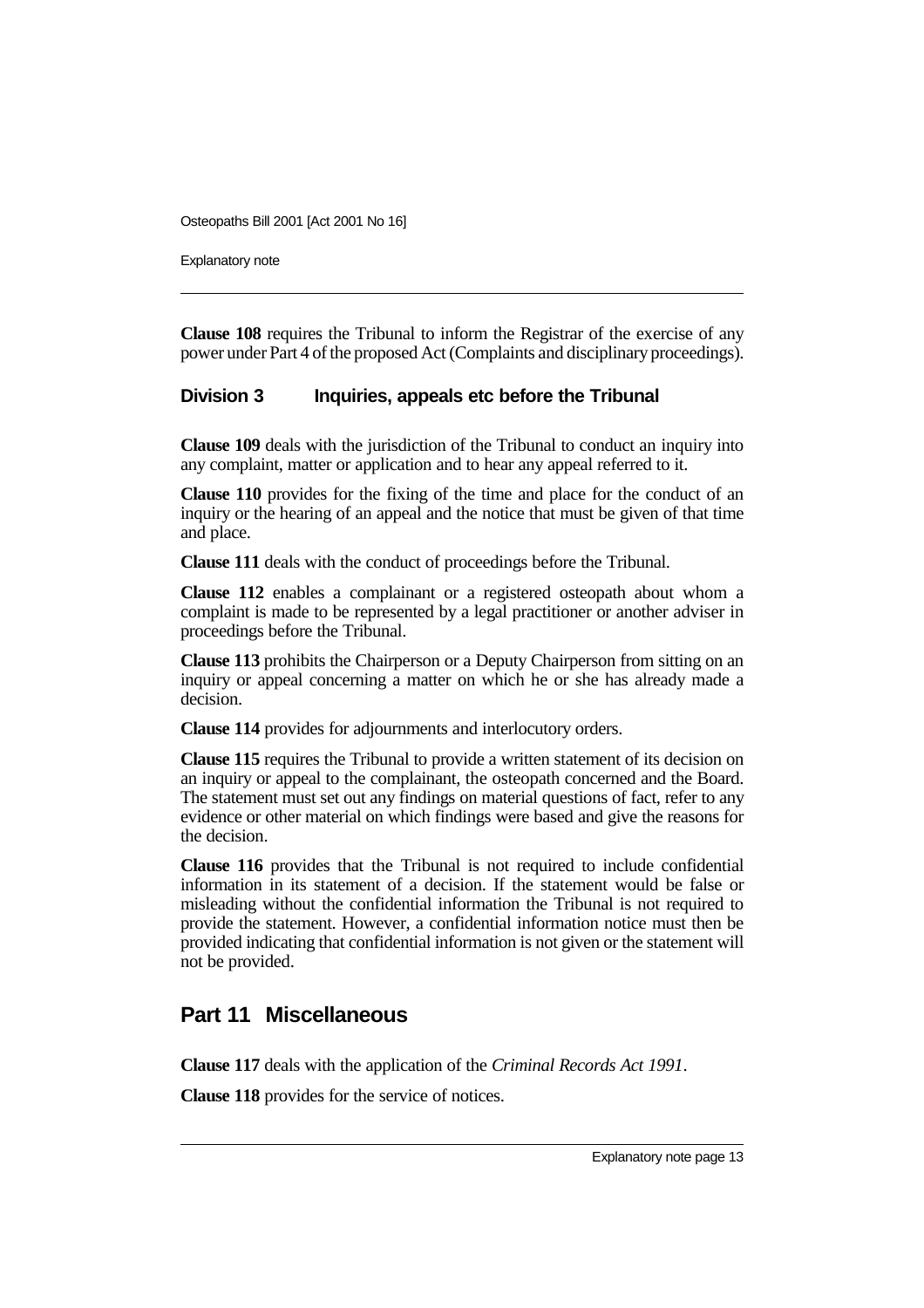**Clause 108** requires the Tribunal to inform the Registrar of the exercise of any power under Part 4 of the proposed Act (Complaints and disciplinary proceedings).

### Division 3 Inquiries, appeals etc before the Tribunal

**Clause 109** deals with the jurisdiction of the Tribunal to conduct an inquiry into any complaint, matter or application and to hear any appeal referred to it.

**Clause 110** provides for the fixing of the time and place for the conduct of an inquiry or the hearing of an appeal and the notice that must be given of that time and place.

**Clause 111** deals with the conduct of proceedings before the Tribunal.

**Clause 112** enables a complainant or a registered osteopath about whom a complaint is made to be represented by a legal practitioner or another adviser in proceedings before the Tribunal.

**Clause 113** prohibits the Chairperson or a Deputy Chairperson from sitting on an inquiry or appeal concerning a matter on which he or she has already made a decision.

**Clause 114** provides for adjournments and interlocutory orders.

**Clause 115** requires the Tribunal to provide a written statement of its decision on an inquiry or appeal to the complainant, the osteopath concerned and the Board. The statement must set out any findings on material questions of fact, refer to any evidence or other material on which findings were based and give the reasons for the decision.

**Clause 116** provides that the Tribunal is not required to include confidential information in its statement of a decision. If the statement would be false or misleading without the confidential information the Tribunal is not required to provide the statement. However, a confidential information notice must then be provided indicating that confidential information is not given or the statement will not be provided.

## Part 11 Miscellaneous

**Clause 117** deals with the application of the *Criminal Records Act 1991*.

**Clause 118** provides for the service of notices.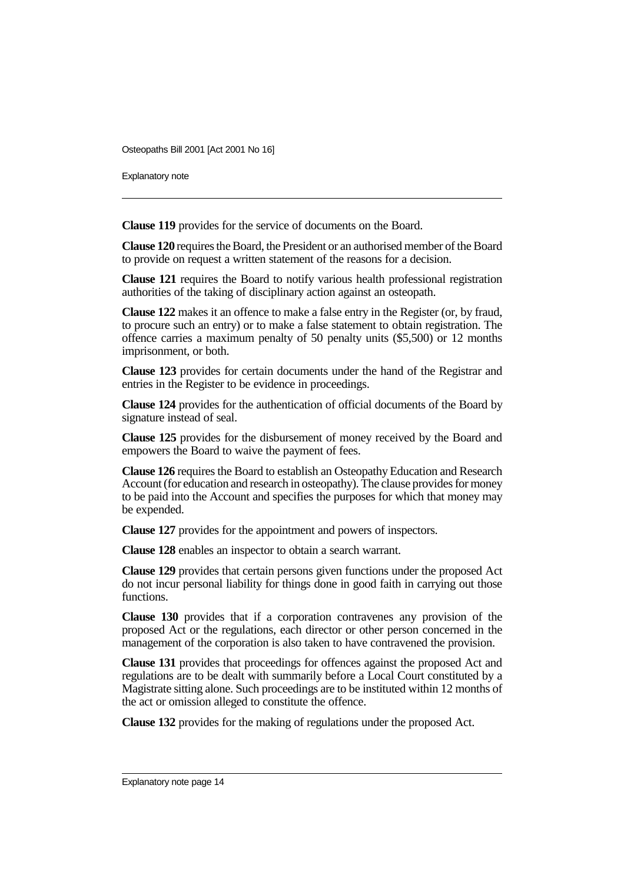**Clause 119** provides for the service of documents on the Board.

**Clause 120** requires the Board, the President or an authorised member of the Board to provide on request a written statement of the reasons for a decision.

**Clause 121** requires the Board to notify various health professional registration authorities of the taking of disciplinary action against an osteopath.

**Clause 122** makes it an offence to make a false entry in the Register (or, by fraud, to procure such an entry) or to make a false statement to obtain registration. The offence carries a maximum penalty of 50 penalty units ($5,500) or 12 months imprisonment, or both.

**Clause 123** provides for certain documents under the hand of the Registrar and entries in the Register to be evidence in proceedings.

**Clause 124** provides for the authentication of official documents of the Board by signature instead of seal.

**Clause 125** provides for the disbursement of money received by the Board and empowers the Board to waive the payment of fees.

**Clause 126** requires the Board to establish an Osteopathy Education and Research Account (for education and research in osteopathy). The clause provides for money to be paid into the Account and specifies the purposes for which that money may be expended.

**Clause 127** provides for the appointment and powers of inspectors.

**Clause 128** enables an inspector to obtain a search warrant.

**Clause 129** provides that certain persons given functions under the proposed Act do not incur personal liability for things done in good faith in carrying out those functions.

**Clause 130** provides that if a corporation contravenes any provision of the proposed Act or the regulations, each director or other person concerned in the management of the corporation is also taken to have contravened the provision.

**Clause 131** provides that proceedings for offences against the proposed Act and regulations are to be dealt with summarily before a Local Court constituted by a Magistrate sitting alone. Such proceedings are to be instituted within 12 months of the act or omission alleged to constitute the offence.

**Clause 132** provides for the making of regulations under the proposed Act.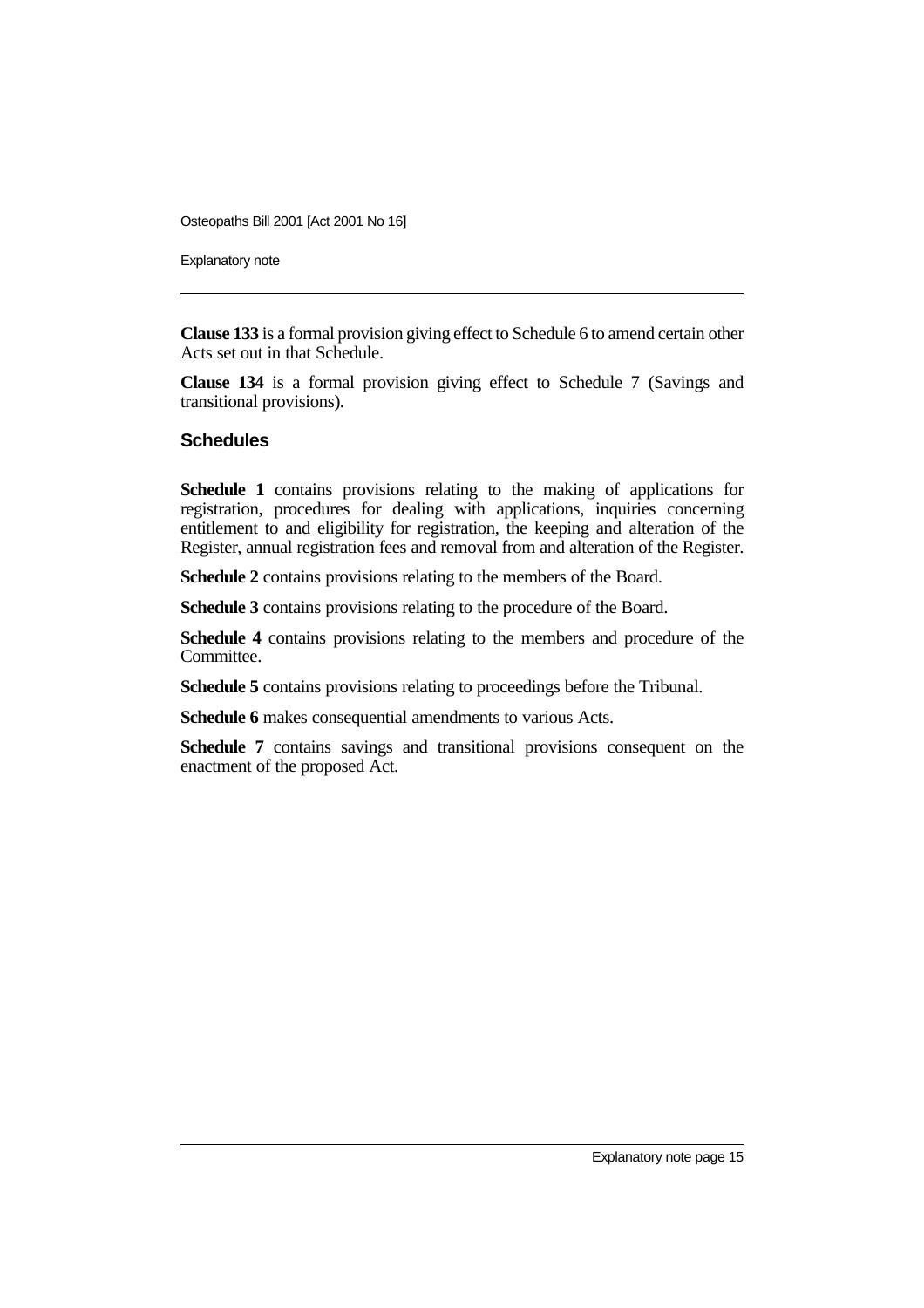**Clause 133** is a formal provision giving effect to Schedule 6 to amend certain other Acts set out in that Schedule.

**Clause 134** is a formal provision giving effect to Schedule 7 (Savings and transitional provisions).

## Schedules

**Schedule 1** contains provisions relating to the making of applications for registration, procedures for dealing with applications, inquiries concerning entitlement to and eligibility for registration, the keeping and alteration of the Register, annual registration fees and removal from and alteration of the Register.

**Schedule 2** contains provisions relating to the members of the Board.

**Schedule 3** contains provisions relating to the procedure of the Board.

**Schedule 4** contains provisions relating to the members and procedure of the Committee.

**Schedule 5** contains provisions relating to proceedings before the Tribunal.

**Schedule 6** makes consequential amendments to various Acts.

**Schedule 7** contains savings and transitional provisions consequent on the enactment of the proposed Act.